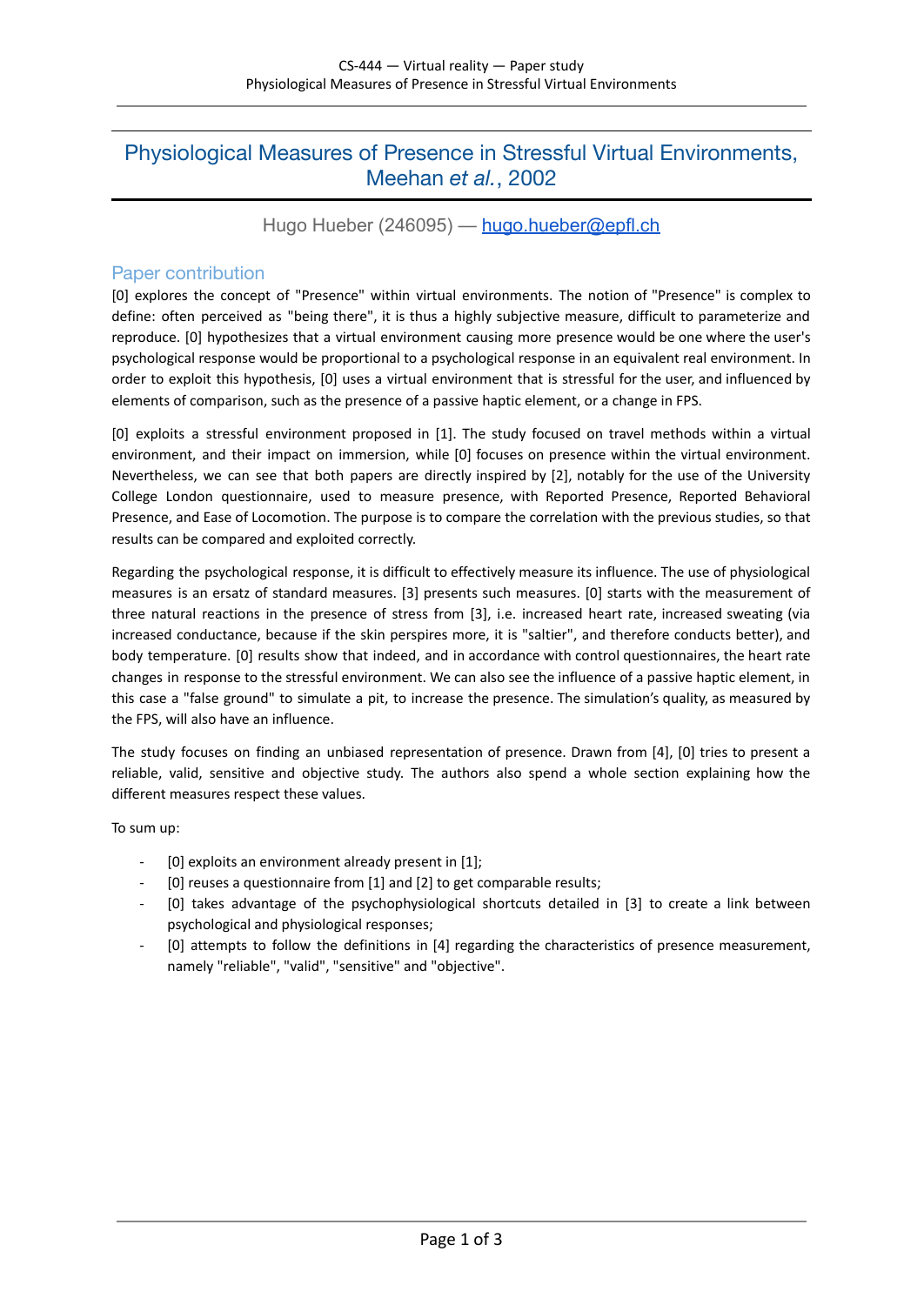# Physiological Measures of Presence in Stressful Virtual Environments, Meehan *et al.*, 2002

Hugo Hueber (246095) — hugo.hueber@epfl.ch

## Paper contribution

[0] explores the concept of "Presence" within virtual environments. The notion of "Presence" is complex to define: often perceived as "being there", it is thus a highly subjective measure, difficult to parameterize and reproduce. [0] hypothesizes that a virtual environment causing more presence would be one where the user's psychological response would be proportional to a psychological response in an equivalent real environment. In order to exploit this hypothesis, [0] uses a virtual environment that is stressful for the user, and influenced by elements of comparison, such as the presence of a passive haptic element, or a change in FPS.

[0] exploits a stressful environment proposed in [1]. The study focused on travel methods within a virtual environment, and their impact on immersion, while [0] focuses on presence within the virtual environment. Nevertheless, we can see that both papers are directly inspired by [2], notably for the use of the University College London questionnaire, used to measure presence, with Reported Presence, Reported Behavioral Presence, and Ease of Locomotion. The purpose is to compare the correlation with the previous studies, so that results can be compared and exploited correctly.

Regarding the psychological response, it is difficult to effectively measure its influence. The use of physiological measures is an ersatz of standard measures. [3] presents such measures. [0] starts with the measurement of three natural reactions in the presence of stress from [3], i.e. increased heart rate, increased sweating (via increased conductance, because if the skin perspires more, it is "saltier", and therefore conducts better), and body temperature. [0] results show that indeed, and in accordance with control questionnaires, the heart rate changes in response to the stressful environment. We can also see the influence of a passive haptic element, in this case a "false ground" to simulate a pit, to increase the presence. The simulation's quality, as measured by the FPS, will also have an influence.

The study focuses on finding an unbiased representation of presence. Drawn from [4], [0] tries to present a reliable, valid, sensitive and objective study. The authors also spend a whole section explaining how the different measures respect these values.

To sum up:

- [0] exploits an environment already present in [1];
- [0] reuses a questionnaire from [1] and [2] to get comparable results;
- [0] takes advantage of the psychophysiological shortcuts detailed in [3] to create a link between psychological and physiological responses;
- [0] attempts to follow the definitions in [4] regarding the characteristics of presence measurement, namely "reliable", "valid", "sensitive" and "objective".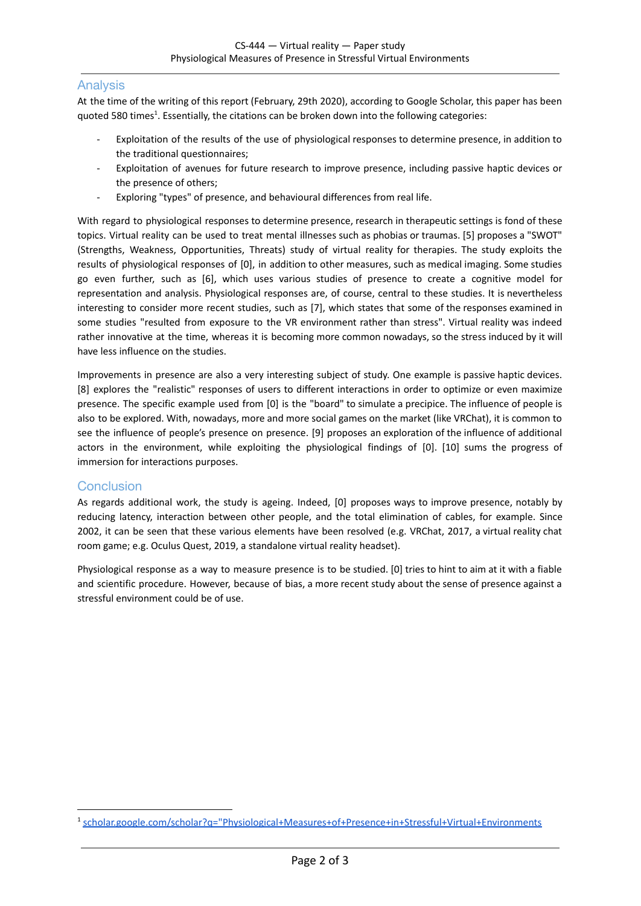## Analysis

At the time of the writing of this report (February, 29th 2020), according to Google Scholar, this paper has been quoted 580 times[1]. Essentially, the citations can be broken down into the following categories:

- Exploitation of the results of the use of physiological responses to determine presence, in addition to the traditional questionnaires;
- Exploitation of avenues for future research to improve presence, including passive haptic devices or the presence of others;
- Exploring "types" of presence, and behavioural differences from real life.

With regard to physiological responses to determine presence, research in therapeutic settings is fond of these topics. Virtual reality can be used to treat mental illnesses such as phobias or traumas. [5] proposes a "SWOT" (Strengths, Weakness, Opportunities, Threats) study of virtual reality for therapies. The study exploits the results of physiological responses of [0], in addition to other measures, such as medical imaging. Some studies go even further, such as [6], which uses various studies of presence to create a cognitive model for representation and analysis. Physiological responses are, of course, central to these studies. It is nevertheless interesting to consider more recent studies, such as [7], which states that some of the responses examined in some studies "resulted from exposure to the VR environment rather than stress". Virtual reality was indeed rather innovative at the time, whereas it is becoming more common nowadays, so the stress induced by it will have less influence on the studies.

Improvements in presence are also a very interesting subject of study. One example is passive haptic devices. [8] explores the "realistic" responses of users to different interactions in order to optimize or even maximize presence. The specific example used from [0] is the "board" to simulate a precipice. The influence of people is also to be explored. With, nowadays, more and more social games on the market (like VRChat), it is common to see the influence of people's presence on presence. [9] proposes an exploration of the influence of additional actors in the environment, while exploiting the physiological findings of [0]. [10] sums the progress of immersion for interactions purposes.

## Conclusion

As regards additional work, the study is ageing. Indeed, [0] proposes ways to improve presence, notably by reducing latency, interaction between other people, and the total elimination of cables, for example. Since 2002, it can be seen that these various elements have been resolved (e.g. VRChat, 2017, a virtual reality chat room game; e.g. Oculus Quest, 2019, a standalone virtual reality headset).

Physiological response as a way to measure presence is to be studied. [0] tries to hint to aim at it with a fiable and scientific procedure. However, because of bias, a more recent study about the sense of presence against a stressful environment could be of use.

[1] scholar.google.com/scholar?q="Physiological+Measures+of+Presence+in+Stressful+Virtual+Environments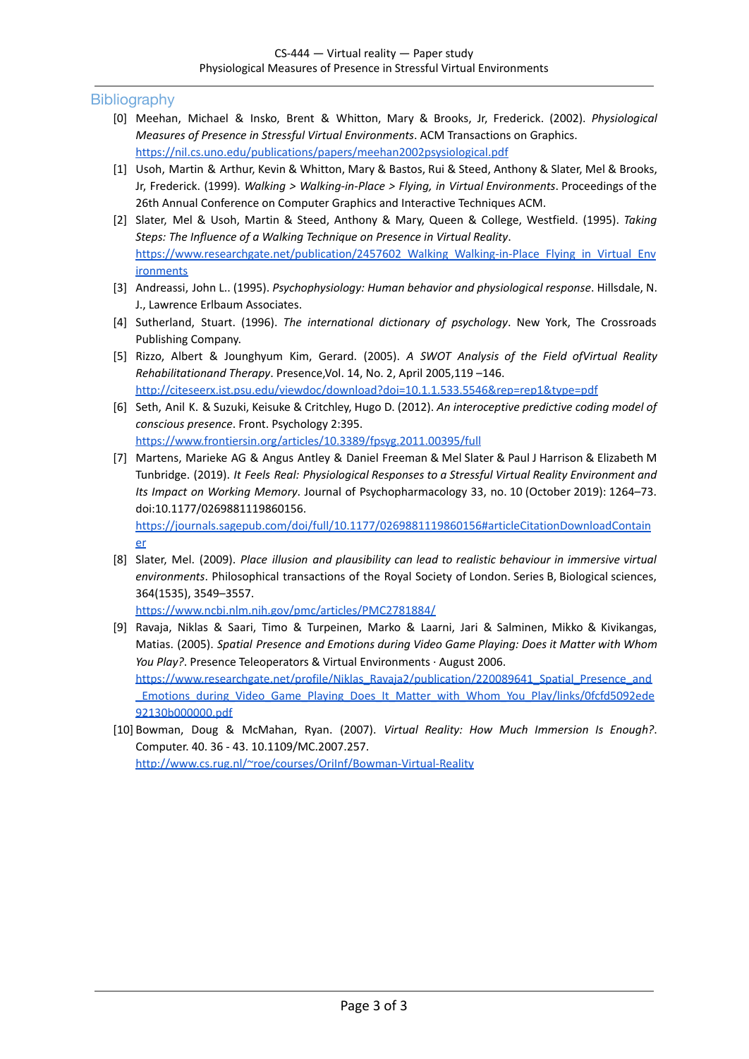## Bibliography

[0] Meehan, Michael & Insko, Brent & Whitton, Mary & Brooks, Jr, Frederick. (2002). *Physiological Measures of Presence in Stressful Virtual Environments*. ACM Transactions on Graphics. https://nil.cs.uno.edu/publications/papers/meehan2002psysiological.pdf

[1] Usoh, Martin & Arthur, Kevin & Whitton, Mary & Bastos, Rui & Steed, Anthony & Slater, Mel & Brooks, Jr, Frederick. (1999). *Walking > Walking-in-Place > Flying, in Virtual Environments*. Proceedings of the 26th Annual Conference on Computer Graphics and Interactive Techniques ACM.

[2] Slater, Mel & Usoh, Martin & Steed, Anthony & Mary, Queen & College, Westfield. (1995). *Taking Steps: The Influence of a Walking Technique on Presence in Virtual Reality*. https://www.researchgate.net/publication/2457602_Walking_Walking-in-Place_Flying_in_Virtual_Environments

[3] Andreassi, John L.. (1995). *Psychophysiology: Human behavior and physiological response*. Hillsdale, N. J., Lawrence Erlbaum Associates.

[4] Sutherland, Stuart. (1996). *The international dictionary of psychology*. New York, The Crossroads Publishing Company.

[5] Rizzo, Albert & Jounghyum Kim, Gerard. (2005). *A SWOT Analysis of the Field ofVirtual Reality Rehabilitationand Therapy*. Presence,Vol. 14, No. 2, April 2005,119 –146. http://citeseerx.ist.psu.edu/viewdoc/download?doi=10.1.1.533.5546&rep=rep1&type=pdf

[6] Seth, Anil K. & Suzuki, Keisuke & Critchley, Hugo D. (2012). *An interoceptive predictive coding model of conscious presence*. Front. Psychology 2:395. https://www.frontiersin.org/articles/10.3389/fpsyg.2011.00395/full

[7] Martens, Marieke AG & Angus Antley & Daniel Freeman & Mel Slater & Paul J Harrison & Elizabeth M Tunbridge. (2019). *It Feels Real: Physiological Responses to a Stressful Virtual Reality Environment and Its Impact on Working Memory*. Journal of Psychopharmacology 33, no. 10 (October 2019): 1264–73. doi:10.1177/0269881119860156. https://journals.sagepub.com/doi/full/10.1177/0269881119860156#articleCitationDownloadContainer

[8] Slater, Mel. (2009). *Place illusion and plausibility can lead to realistic behaviour in immersive virtual environments*. Philosophical transactions of the Royal Society of London. Series B, Biological sciences, 364(1535), 3549–3557. https://www.ncbi.nlm.nih.gov/pmc/articles/PMC2781884/

[9] Ravaja, Niklas & Saari, Timo & Turpeinen, Marko & Laarni, Jari & Salminen, Mikko & Kivikangas, Matias. (2005). *Spatial Presence and Emotions during Video Game Playing: Does it Matter with Whom You Play?*. Presence Teleoperators & Virtual Environments · August 2006. https://www.researchgate.net/profile/Niklas_Ravaja2/publication/220089641_Spatial_Presence_and_Emotions_during_Video_Game_Playing_Does_It_Matter_with_Whom_You_Play/links/0fcfd5092ede92130b000000.pdf

[10] Bowman, Doug & McMahan, Ryan. (2007). *Virtual Reality: How Much Immersion Is Enough?*. Computer. 40. 36 - 43. 10.1109/MC.2007.257. http://www.cs.rug.nl/~roe/courses/OriInf/Bowman-Virtual-Reality